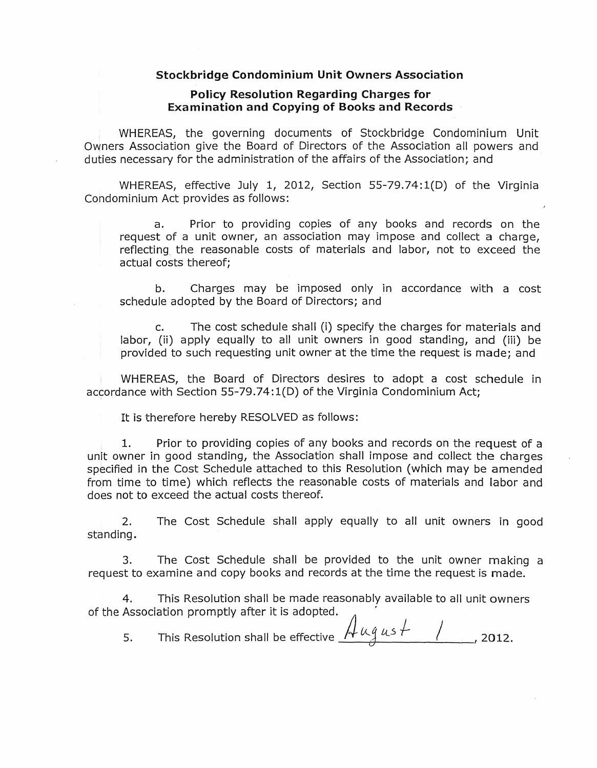**Stockbridge Condominium Unit Owners Association**

**Policy Resolution Regarding Charges for Examination and Copying of Books and Records**

WHEREAS, the governing documents of Stockbridge Condominium Unit Owners Association give the Board of Directors of the Association all powers and duties necessary for the administration of the affairs of the Association; and

WHEREAS, effective July 1, 2012, Section 55-79.74:1(D) of the Virginia Condominium Act provides as follows:

> a. Prior to providing copies of any books and records on the request of a unit owner, an association may impose and collect a charge, reflecting the reasonable costs of materials and labor, not to exceed the actual costs thereof;
>
> b. Charges may be imposed only in accordance with a cost schedule adopted by the Board of Directors; and
>
> c. The cost schedule shall (i) specify the charges for materials and labor, (ii) apply equally to all unit owners in good standing, and (iii) be provided to such requesting unit owner at the time the request is made; and

WHEREAS, the Board of Directors desires to adopt a cost schedule in accordance with Section 55-79.74:1(D) of the Virginia Condominium Act;

It is therefore hereby RESOLVED as follows:

1. Prior to providing copies of any books and records on the request of a unit owner in good standing, the Association shall impose and collect the charges specified in the Cost Schedule attached to this Resolution (which may be amended from time to time) which reflects the reasonable costs of materials and labor and does not to exceed the actual costs thereof.

2. The Cost Schedule shall apply equally to all unit owners in good standing.

3. The Cost Schedule shall be provided to the unit owner making a request to examine and copy books and records at the time the request is made.

4. This Resolution shall be made reasonably available to all unit owners of the Association promptly after it is adopted.

5. This Resolution shall be effective August 1, 2012.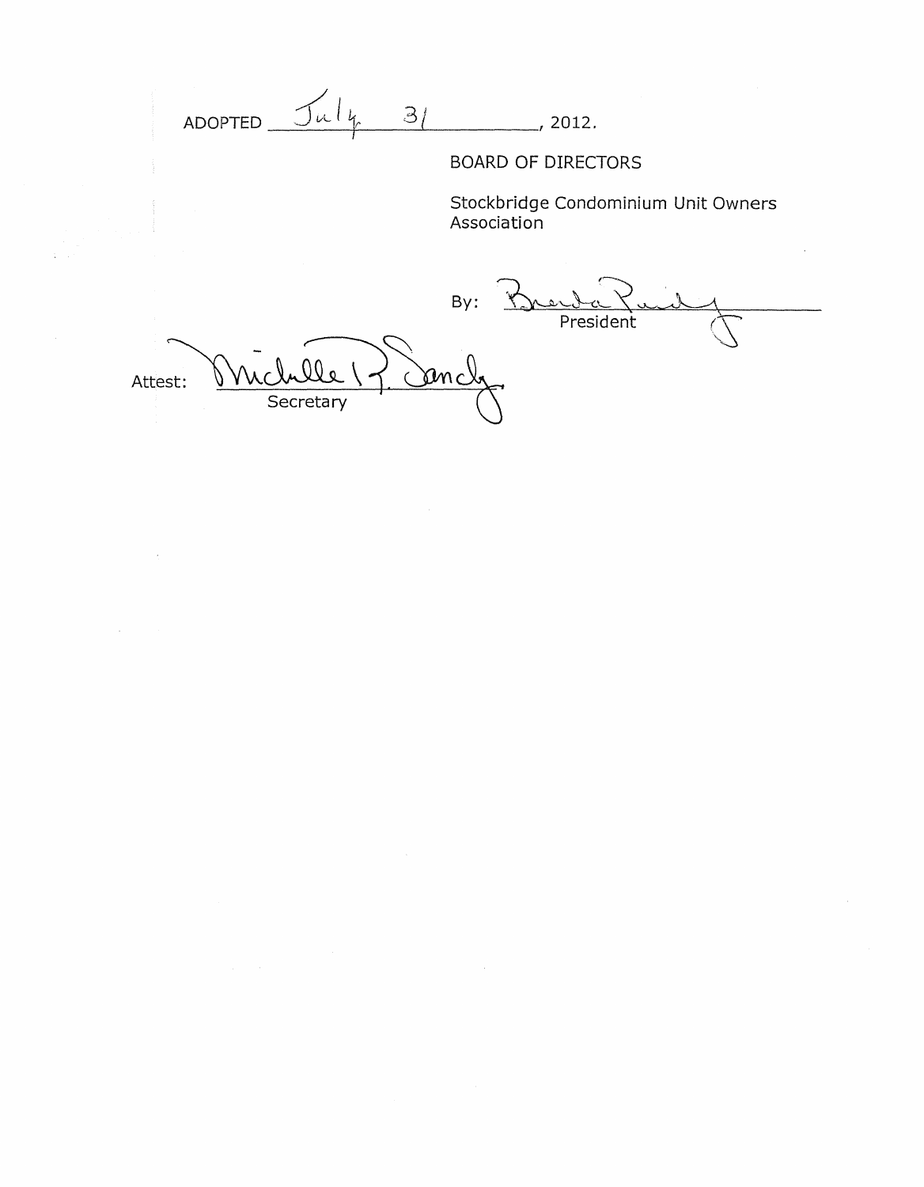ADOPTED July 31, 2012.

BOARD OF DIRECTORS

Stockbridge Condominium Unit Owners Association

By: Brenda Purdy
President

Attest: Michelle R. Sandy
Secretary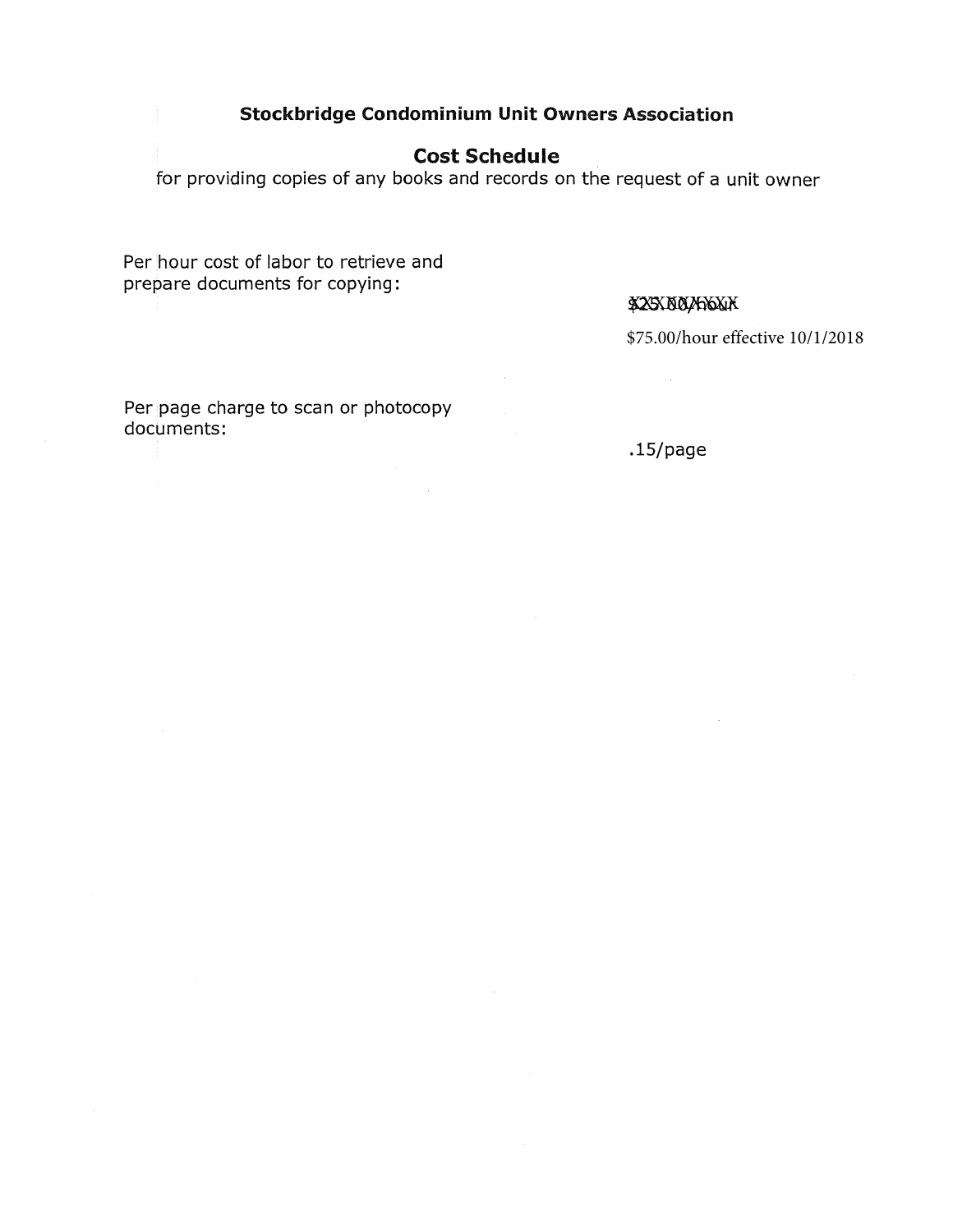**Stockbridge Condominium Unit Owners Association**

**Cost Schedule**

for providing copies of any books and records on the request of a unit owner

Per hour cost of labor to retrieve and prepare documents for copying:

~~$25.00/hour~~

$75.00/hour effective 10/1/2018

Per page charge to scan or photocopy documents:

.15/page